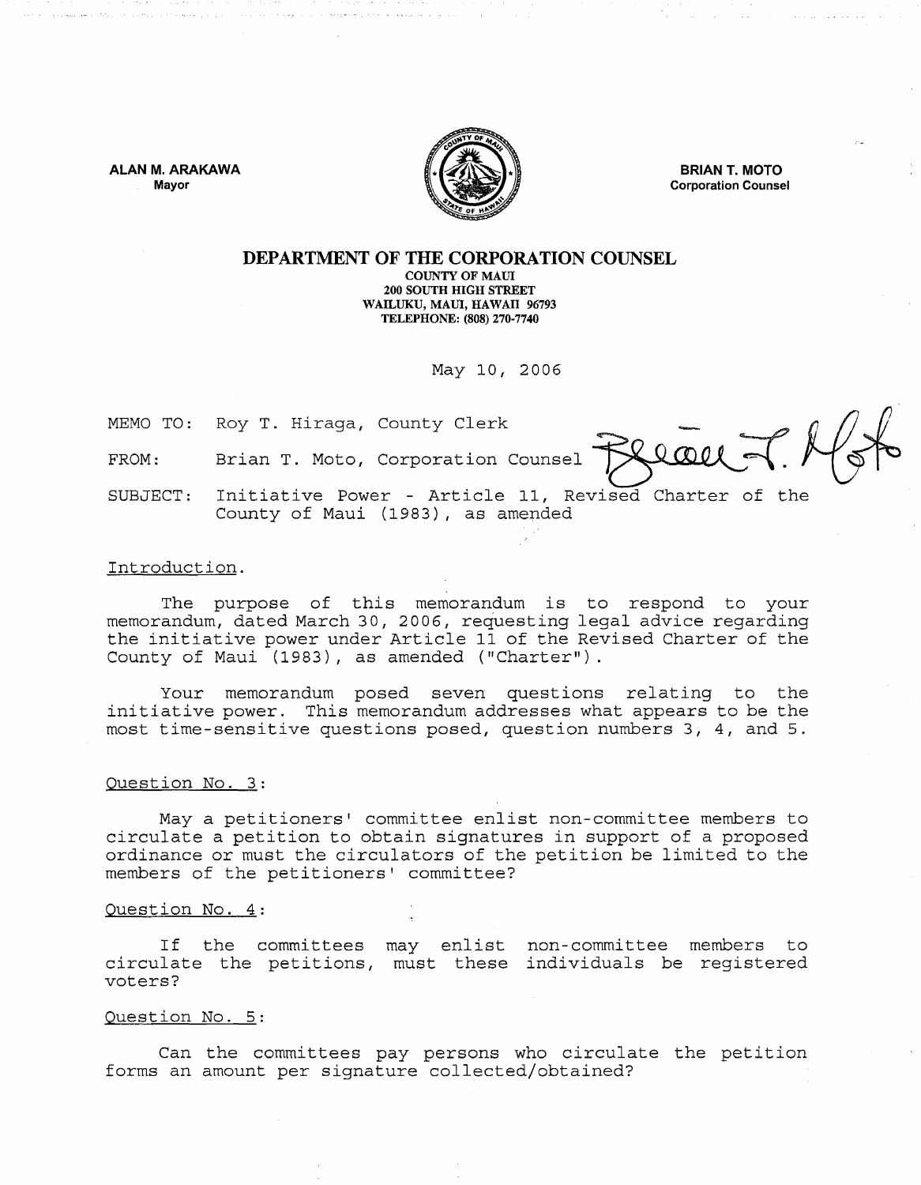ALAN M. ARAKAWA
Mayor

BRIAN T. MOTO
Corporation Counsel

# DEPARTMENT OF THE CORPORATION COUNSEL

COUNTY OF MAUI
200 SOUTH HIGH STREET
WAILUKU, MAUI, HAWAII 96793
TELEPHONE: (808) 270-7740

May 10, 2006

MEMO TO: Roy T. Hiraga, County Clerk

FROM: Brian T. Moto, Corporation Counsel

SUBJECT: Initiative Power - Article 11, Revised Charter of the County of Maui (1983), as amended

Introduction.

The purpose of this memorandum is to respond to your memorandum, dated March 30, 2006, requesting legal advice regarding the initiative power under Article 11 of the Revised Charter of the County of Maui (1983), as amended ("Charter").

Your memorandum posed seven questions relating to the initiative power. This memorandum addresses what appears to be the most time-sensitive questions posed, question numbers 3, 4, and 5.

Question No. 3:

May a petitioners' committee enlist non-committee members to circulate a petition to obtain signatures in support of a proposed ordinance or must the circulators of the petition be limited to the members of the petitioners' committee?

Question No. 4:

If the committees may enlist non-committee members to circulate the petitions, must these individuals be registered voters?

Question No. 5:

Can the committees pay persons who circulate the petition forms an amount per signature collected/obtained?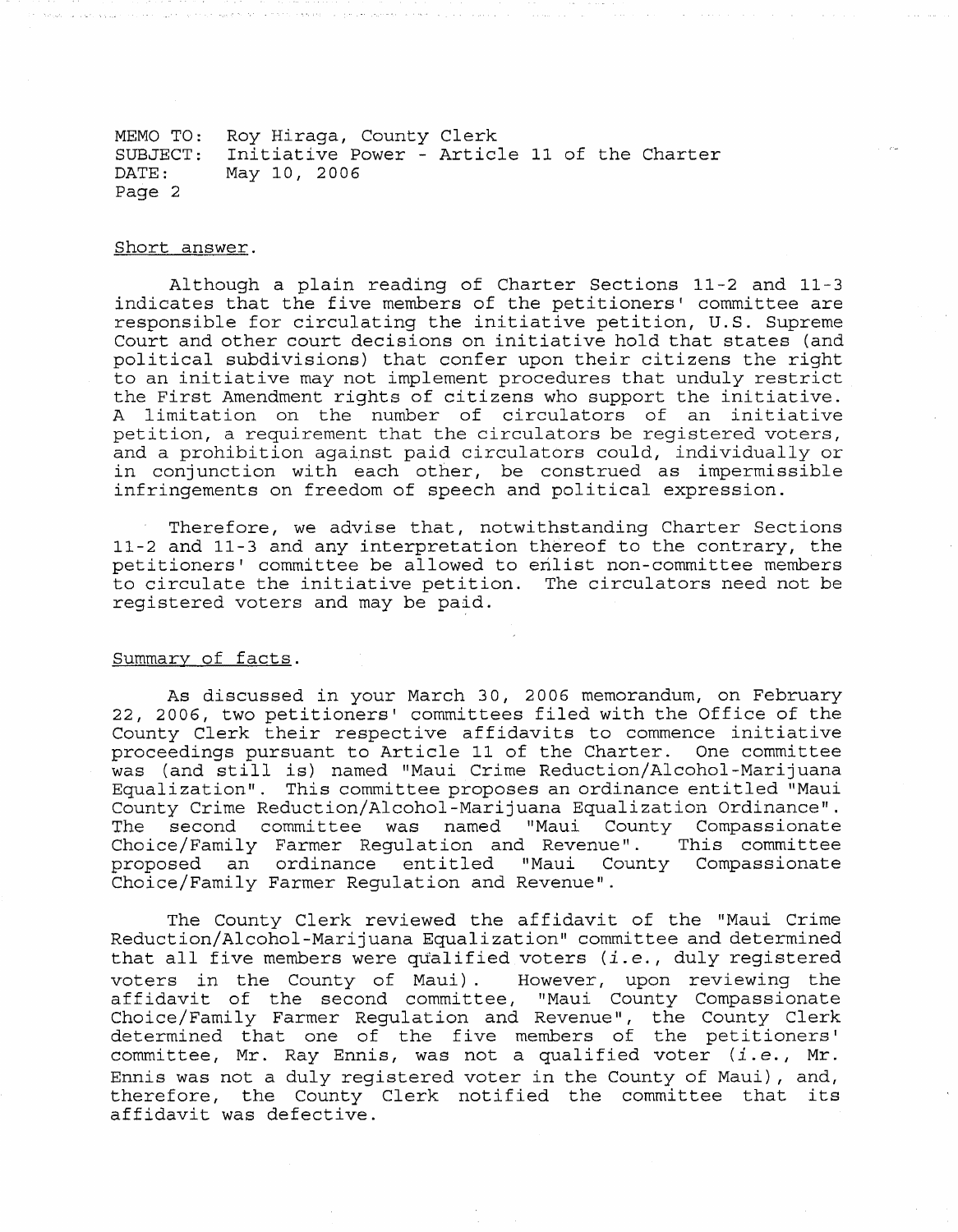Short answer.

Although a plain reading of Charter Sections 11-2 and 11-3 indicates that the five members of the petitioners' committee are responsible for circulating the initiative petition, U.S. Supreme Court and other court decisions on initiative hold that states (and political subdivisions) that confer upon their citizens the right to an initiative may not implement procedures that unduly restrict the First Amendment rights of citizens who support the initiative. A limitation on the number of circulators of an initiative petition, a requirement that the circulators be registered voters, and a prohibition against paid circulators could, individually or in conjunction with each other, be construed as impermissible infringements on freedom of speech and political expression.

Therefore, we advise that, notwithstanding Charter Sections 11-2 and 11-3 and any interpretation thereof to the contrary, the petitioners' committee be allowed to enlist non-committee members to circulate the initiative petition. The circulators need not be registered voters and may be paid.

Summary of facts.

As discussed in your March 30, 2006 memorandum, on February 22, 2006, two petitioners' committees filed with the Office of the County Clerk their respective affidavits to commence initiative proceedings pursuant to Article 11 of the Charter. One committee was (and still is) named "Maui Crime Reduction/Alcohol-Marijuana Equalization". This committee proposes an ordinance entitled "Maui County Crime Reduction/Alcohol-Marijuana Equalization Ordinance". The second committee was named "Maui County Compassionate Choice/Family Farmer Regulation and Revenue". This committee proposed an ordinance entitled "Maui County Compassionate Choice/Family Farmer Regulation and Revenue".

The County Clerk reviewed the affidavit of the "Maui Crime Reduction/Alcohol-Marijuana Equalization" committee and determined that all five members were qualified voters (*i.e.*, duly registered voters in the County of Maui). However, upon reviewing the affidavit of the second committee, "Maui County Compassionate Choice/Family Farmer Regulation and Revenue", the County Clerk determined that one of the five members of the petitioners' committee, Mr. Ray Ennis, was not a qualified voter (*i.e.*, Mr. Ennis was not a duly registered voter in the County of Maui), and, therefore, the County Clerk notified the committee that its affidavit was defective.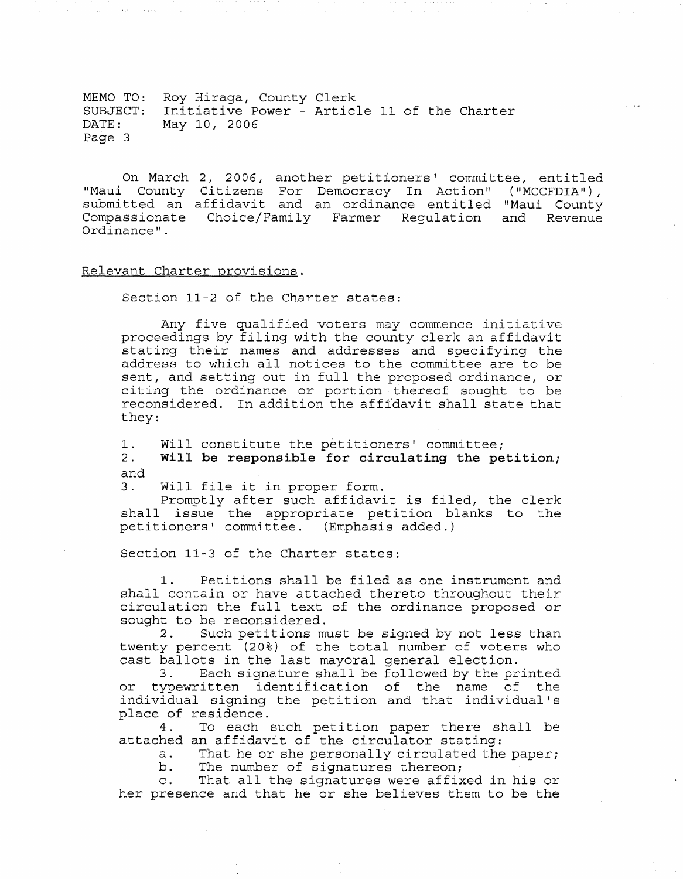On March 2, 2006, another petitioners' committee, entitled "Maui County Citizens For Democracy In Action" ("MCCFDIA"), submitted an affidavit and an ordinance entitled "Maui County Compassionate Choice/Family Farmer Regulation and Revenue Ordinance".

Relevant Charter provisions.

Section 11-2 of the Charter states:

> Any five qualified voters may commence initiative proceedings by filing with the county clerk an affidavit stating their names and addresses and specifying the address to which all notices to the committee are to be sent, and setting out in full the proposed ordinance, or citing the ordinance or portion thereof sought to be reconsidered. In addition the affidavit shall state that they:
>
> 1. Will constitute the petitioners' committee;
> 2. **Will be responsible for circulating the petition;** and
> 3. Will file it in proper form.
>
> Promptly after such affidavit is filed, the clerk shall issue the appropriate petition blanks to the petitioners' committee. (Emphasis added.)

Section 11-3 of the Charter states:

> 1. Petitions shall be filed as one instrument and shall contain or have attached thereto throughout their circulation the full text of the ordinance proposed or sought to be reconsidered.
> 2. Such petitions must be signed by not less than twenty percent (20%) of the total number of voters who cast ballots in the last mayoral general election.
> 3. Each signature shall be followed by the printed or typewritten identification of the name of the individual signing the petition and that individual's place of residence.
> 4. To each such petition paper there shall be attached an affidavit of the circulator stating:
>    a. That he or she personally circulated the paper;
>    b. The number of signatures thereon;
>    c. That all the signatures were affixed in his or her presence and that he or she believes them to be the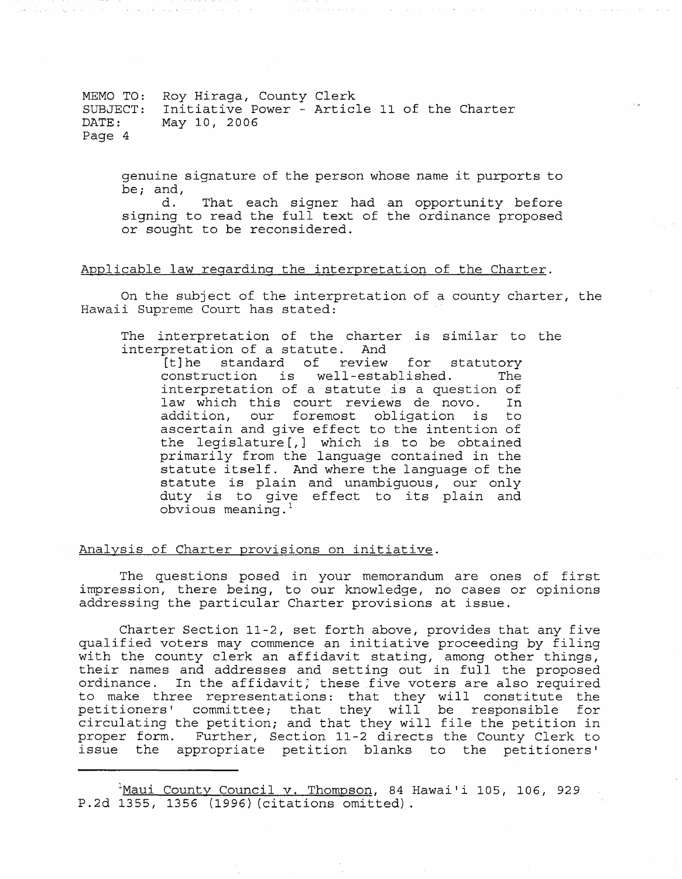genuine signature of the person whose name it purports to be; and,

d. That each signer had an opportunity before signing to read the full text of the ordinance proposed or sought to be reconsidered.

Applicable law regarding the interpretation of the Charter.

On the subject of the interpretation of a county charter, the Hawaii Supreme Court has stated:

> The interpretation of the charter is similar to the interpretation of a statute. And
>
> > [t]he standard of review for statutory construction is well-established. The interpretation of a statute is a question of law which this court reviews de novo. In addition, our foremost obligation is to ascertain and give effect to the intention of the legislature[,] which is to be obtained primarily from the language contained in the statute itself. And where the language of the statute is plain and unambiguous, our only duty is to give effect to its plain and obvious meaning.[1]

Analysis of Charter provisions on initiative.

The questions posed in your memorandum are ones of first impression, there being, to our knowledge, no cases or opinions addressing the particular Charter provisions at issue.

Charter Section 11-2, set forth above, provides that any five qualified voters may commence an initiative proceeding by filing with the county clerk an affidavit stating, among other things, their names and addresses and setting out in full the proposed ordinance. In the affidavit, these five voters are also required to make three representations: that they will constitute the petitioners' committee; that they will be responsible for circulating the petition; and that they will file the petition in proper form. Further, Section 11-2 directs the County Clerk to issue the appropriate petition blanks to the petitioners'

---

[1] Maui County Council v. Thompson, 84 Hawai'i 105, 106, 929 P.2d 1355, 1356 (1996)(citations omitted).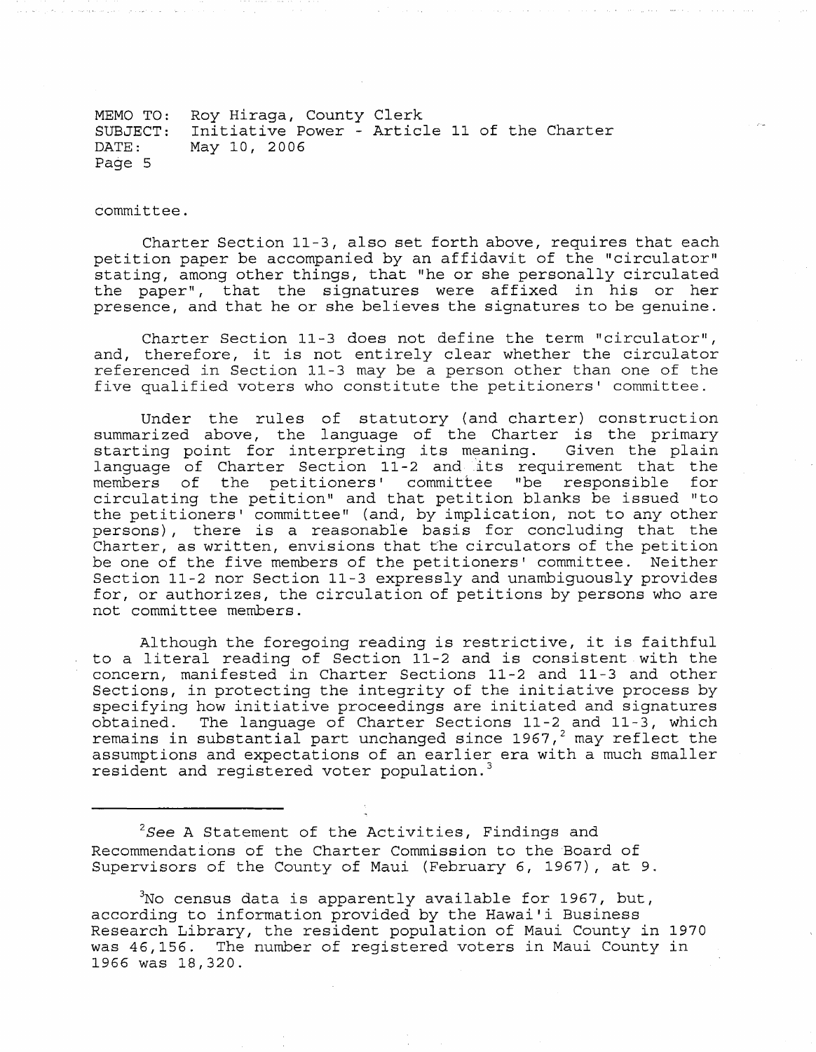committee.

Charter Section 11-3, also set forth above, requires that each petition paper be accompanied by an affidavit of the "circulator" stating, among other things, that "he or she personally circulated the paper", that the signatures were affixed in his or her presence, and that he or she believes the signatures to be genuine.

Charter Section 11-3 does not define the term "circulator", and, therefore, it is not entirely clear whether the circulator referenced in Section 11-3 may be a person other than one of the five qualified voters who constitute the petitioners' committee.

Under the rules of statutory (and charter) construction summarized above, the language of the Charter is the primary starting point for interpreting its meaning. Given the plain language of Charter Section 11-2 and its requirement that the members of the petitioners' committee "be responsible for circulating the petition" and that petition blanks be issued "to the petitioners' committee" (and, by implication, not to any other persons), there is a reasonable basis for concluding that the Charter, as written, envisions that the circulators of the petition be one of the five members of the petitioners' committee. Neither Section 11-2 nor Section 11-3 expressly and unambiguously provides for, or authorizes, the circulation of petitions by persons who are not committee members.

Although the foregoing reading is restrictive, it is faithful to a literal reading of Section 11-2 and is consistent with the concern, manifested in Charter Sections 11-2 and 11-3 and other Sections, in protecting the integrity of the initiative process by specifying how initiative proceedings are initiated and signatures obtained. The language of Charter Sections 11-2 and 11-3, which remains in substantial part unchanged since 1967,[2] may reflect the assumptions and expectations of an earlier era with a much smaller resident and registered voter population.[3]

---

[2] *See* A Statement of the Activities, Findings and Recommendations of the Charter Commission to the Board of Supervisors of the County of Maui (February 6, 1967), at 9.

[3] No census data is apparently available for 1967, but, according to information provided by the Hawai'i Business Research Library, the resident population of Maui County in 1970 was 46,156. The number of registered voters in Maui County in 1966 was 18,320.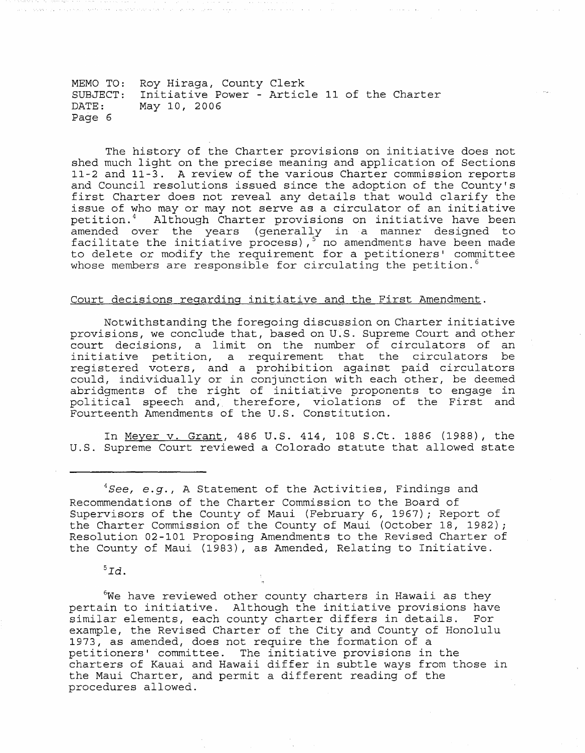The history of the Charter provisions on initiative does not shed much light on the precise meaning and application of Sections 11-2 and 11-3. A review of the various Charter commission reports and Council resolutions issued since the adoption of the County's first Charter does not reveal any details that would clarify the issue of who may or may not serve as a circulator of an initiative petition.[4] Although Charter provisions on initiative have been amended over the years (generally in a manner designed to facilitate the initiative process),[5] no amendments have been made to delete or modify the requirement for a petitioners' committee whose members are responsible for circulating the petition.[6]

<u>Court decisions regarding initiative and the First Amendment</u>.

Notwithstanding the foregoing discussion on Charter initiative provisions, we conclude that, based on U.S. Supreme Court and other court decisions, a limit on the number of circulators of an initiative petition, a requirement that the circulators be registered voters, and a prohibition against paid circulators could, individually or in conjunction with each other, be deemed abridgments of the right of initiative proponents to engage in political speech and, therefore, violations of the First and Fourteenth Amendments of the U.S. Constitution.

In <u>Meyer v. Grant</u>, 486 U.S. 414, 108 S.Ct. 1886 (1988), the U.S. Supreme Court reviewed a Colorado statute that allowed state

---

[4]*See, e.g.*, A Statement of the Activities, Findings and Recommendations of the Charter Commission to the Board of Supervisors of the County of Maui (February 6, 1967); Report of the Charter Commission of the County of Maui (October 18, 1982); Resolution 02-101 Proposing Amendments to the Revised Charter of the County of Maui (1983), as Amended, Relating to Initiative.

[5]*Id.*

[6]We have reviewed other county charters in Hawaii as they pertain to initiative. Although the initiative provisions have similar elements, each county charter differs in details. For example, the Revised Charter of the City and County of Honolulu 1973, as amended, does not require the formation of a petitioners' committee. The initiative provisions in the charters of Kauai and Hawaii differ in subtle ways from those in the Maui Charter, and permit a different reading of the procedures allowed.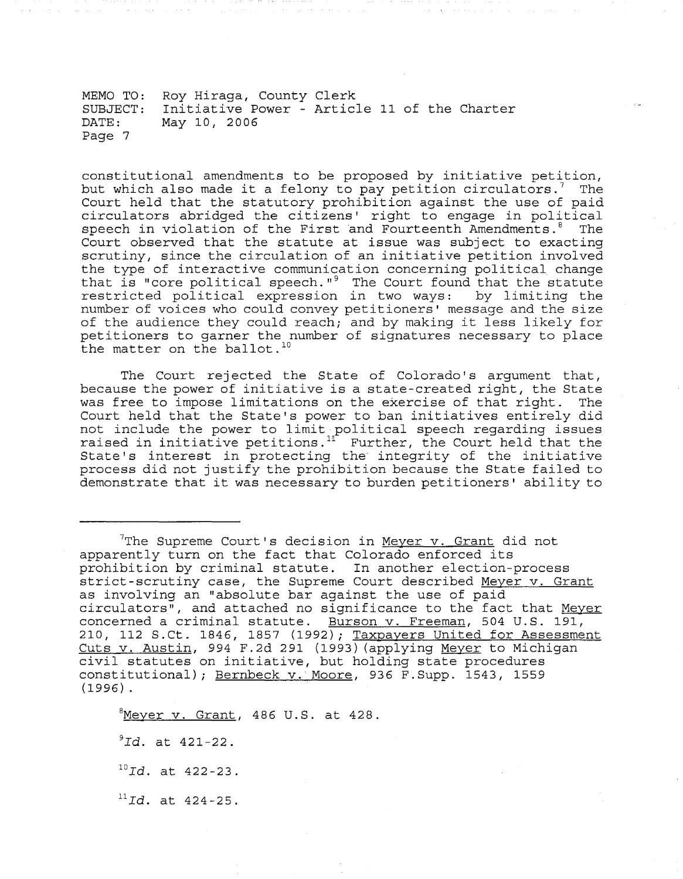constitutional amendments to be proposed by initiative petition, but which also made it a felony to pay petition circulators.[7] The Court held that the statutory prohibition against the use of paid circulators abridged the citizens' right to engage in political speech in violation of the First and Fourteenth Amendments.[8] The Court observed that the statute at issue was subject to exacting scrutiny, since the circulation of an initiative petition involved the type of interactive communication concerning political change that is "core political speech."[9] The Court found that the statute restricted political expression in two ways: by limiting the number of voices who could convey petitioners' message and the size of the audience they could reach; and by making it less likely for petitioners to garner the number of signatures necessary to place the matter on the ballot.[10]

The Court rejected the State of Colorado's argument that, because the power of initiative is a state-created right, the State was free to impose limitations on the exercise of that right. The Court held that the State's power to ban initiatives entirely did not include the power to limit political speech regarding issues raised in initiative petitions.[11] Further, the Court held that the State's interest in protecting the integrity of the initiative process did not justify the prohibition because the State failed to demonstrate that it was necessary to burden petitioners' ability to

---

[7]The Supreme Court's decision in Meyer v. Grant did not apparently turn on the fact that Colorado enforced its prohibition by criminal statute. In another election-process strict-scrutiny case, the Supreme Court described Meyer v. Grant as involving an "absolute bar against the use of paid circulators", and attached no significance to the fact that Meyer concerned a criminal statute. Burson v. Freeman, 504 U.S. 191, 210, 112 S.Ct. 1846, 1857 (1992); Taxpayers United for Assessment Cuts v. Austin, 994 F.2d 291 (1993)(applying Meyer to Michigan civil statutes on initiative, but holding state procedures constitutional); Bernbeck v. Moore, 936 F.Supp. 1543, 1559 (1996).

[8]Meyer v. Grant, 486 U.S. at 428.

[9]*Id.* at 421-22.

[10]*Id.* at 422-23.

[11]*Id.* at 424-25.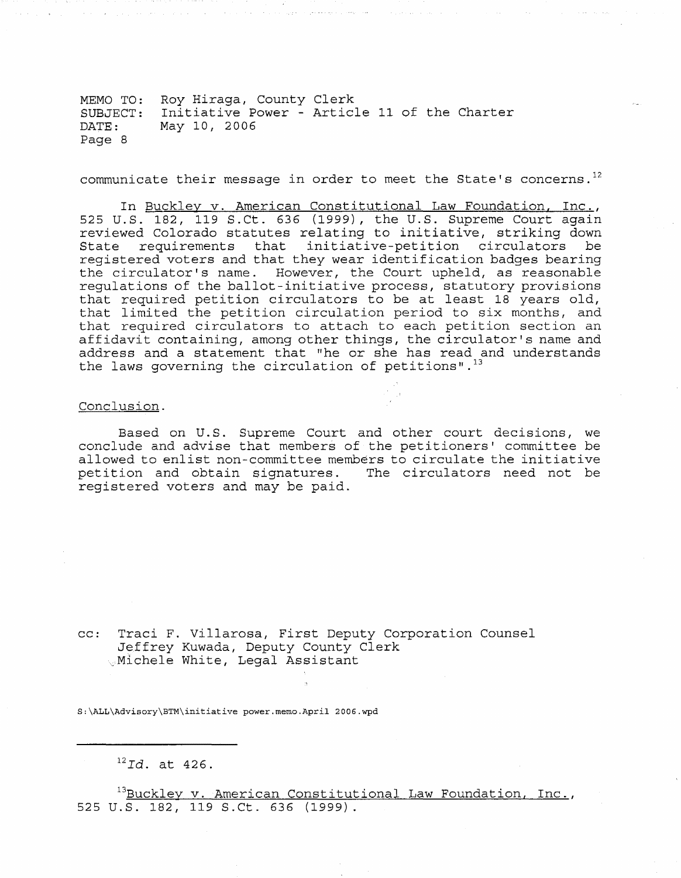communicate their message in order to meet the State's concerns.[12]

In Buckley v. American Constitutional Law Foundation, Inc., 525 U.S. 182, 119 S.Ct. 636 (1999), the U.S. Supreme Court again reviewed Colorado statutes relating to initiative, striking down State requirements that initiative-petition circulators be registered voters and that they wear identification badges bearing the circulator's name. However, the Court upheld, as reasonable regulations of the ballot-initiative process, statutory provisions that required petition circulators to be at least 18 years old, that limited the petition circulation period to six months, and that required circulators to attach to each petition section an affidavit containing, among other things, the circulator's name and address and a statement that "he or she has read and understands the laws governing the circulation of petitions".[13]

Conclusion.

Based on U.S. Supreme Court and other court decisions, we conclude and advise that members of the petitioners' committee be allowed to enlist non-committee members to circulate the initiative petition and obtain signatures. The circulators need not be registered voters and may be paid.

cc: Traci F. Villarosa, First Deputy Corporation Counsel
Jeffrey Kuwada, Deputy County Clerk
Michele White, Legal Assistant

S:\ALL\Advisory\BTM\initiative power.memo.April 2006.wpd

---

[12] *Id.* at 426.

[13] Buckley v. American Constitutional Law Foundation, Inc., 525 U.S. 182, 119 S.Ct. 636 (1999).